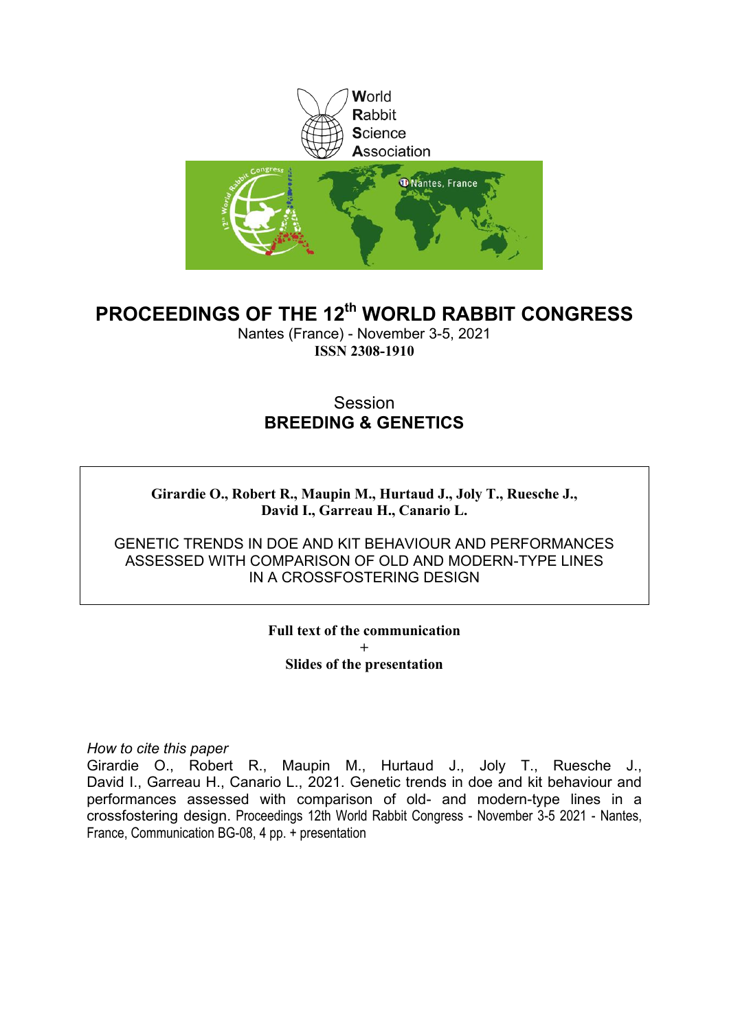World
Rabbit
Science
Association

# PROCEEDINGS OF THE 12th WORLD RABBIT CONGRESS

Nantes (France) - November 3-5, 2021

**ISSN 2308-1910**

## Session
## BREEDING & GENETICS

**Girardie O., Robert R., Maupin M., Hurtaud J., Joly T., Ruesche J., David I., Garreau H., Canario L.**

GENETIC TRENDS IN DOE AND KIT BEHAVIOUR AND PERFORMANCES ASSESSED WITH COMPARISON OF OLD AND MODERN-TYPE LINES IN A CROSSFOSTERING DESIGN

**Full text of the communication**
**+**
**Slides of the presentation**

*How to cite this paper*

Girardie O., Robert R., Maupin M., Hurtaud J., Joly T., Ruesche J., David I., Garreau H., Canario L., 2021. Genetic trends in doe and kit behaviour and performances assessed with comparison of old- and modern-type lines in a crossfostering design. Proceedings 12th World Rabbit Congress - November 3-5 2021 - Nantes, France, Communication BG-08, 4 pp. + presentation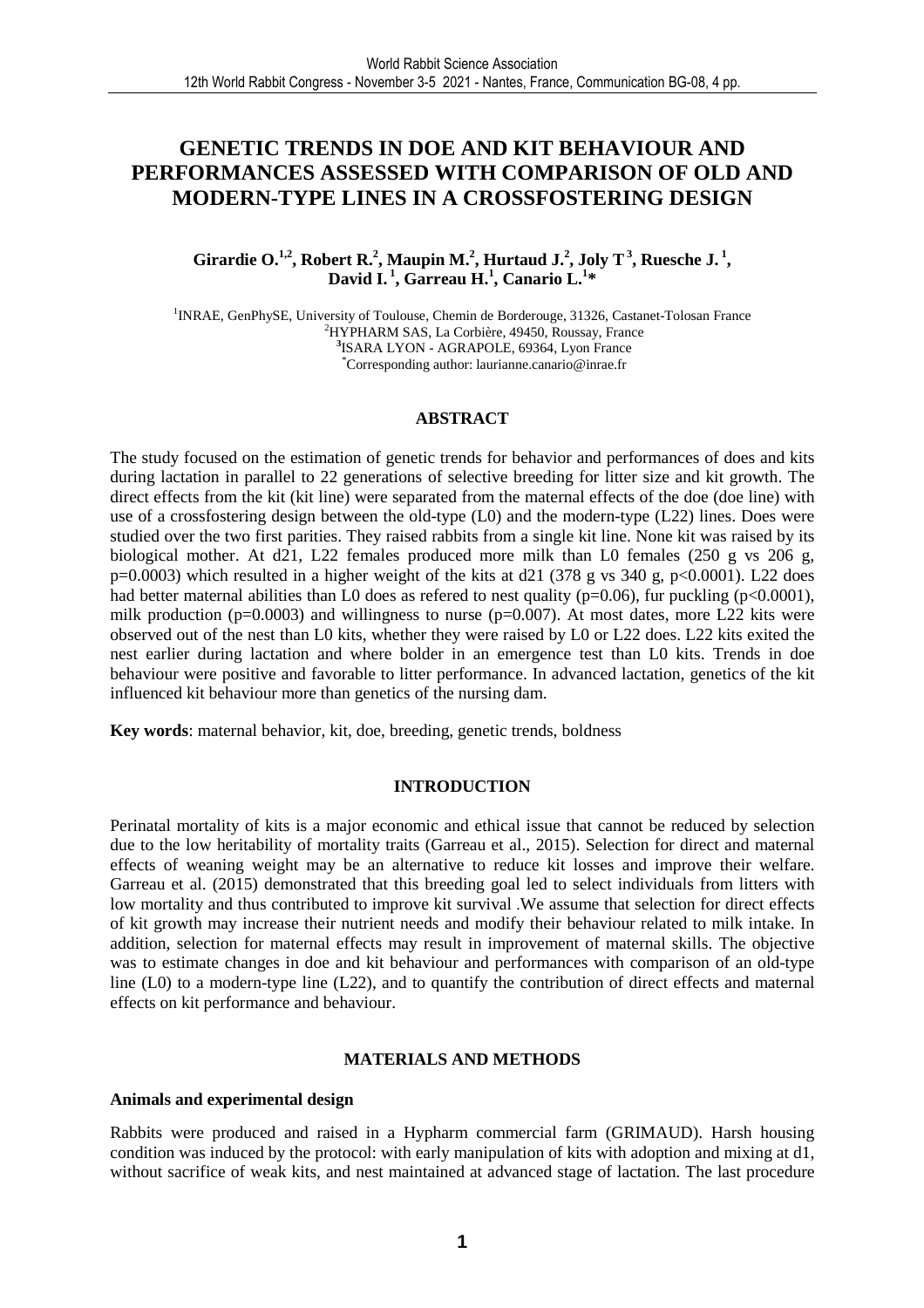# GENETIC TRENDS IN DOE AND KIT BEHAVIOUR AND PERFORMANCES ASSESSED WITH COMPARISON OF OLD AND MODERN-TYPE LINES IN A CROSSFOSTERING DESIGN

**Girardie O.[1,2], Robert R.[2], Maupin M.[2], Hurtaud J.[2], Joly T[3], Ruesche J.[1], David I.[1], Garreau H.[1], Canario L.[1]***

[1]INRAE, GenPhySE, University of Toulouse, Chemin de Borderouge, 31326, Castanet-Tolosan France
[2]HYPHARM SAS, La Corbière, 49450, Roussay, France
[3]ISARA LYON - AGRAPOLE, 69364, Lyon France
*Corresponding author: laurianne.canario@inrae.fr

## ABSTRACT

The study focused on the estimation of genetic trends for behavior and performances of does and kits during lactation in parallel to 22 generations of selective breeding for litter size and kit growth. The direct effects from the kit (kit line) were separated from the maternal effects of the doe (doe line) with use of a crossfostering design between the old-type (L0) and the modern-type (L22) lines. Does were studied over the two first parities. They raised rabbits from a single kit line. None kit was raised by its biological mother. At d21, L22 females produced more milk than L0 females (250 g vs 206 g, $p=0.0003$) which resulted in a higher weight of the kits at d21 (378 g vs 340 g, $p<0.0001$). L22 does had better maternal abilities than L0 does as refered to nest quality ($p=0.06$), fur puckling ($p<0.0001$), milk production ($p=0.0003$) and willingness to nurse ($p=0.007$). At most dates, more L22 kits were observed out of the nest than L0 kits, whether they were raised by L0 or L22 does. L22 kits exited the nest earlier during lactation and where bolder in an emergence test than L0 kits. Trends in doe behaviour were positive and favorable to litter performance. In advanced lactation, genetics of the kit influenced kit behaviour more than genetics of the nursing dam.

**Key words**: maternal behavior, kit, doe, breeding, genetic trends, boldness

## INTRODUCTION

Perinatal mortality of kits is a major economic and ethical issue that cannot be reduced by selection due to the low heritability of mortality traits (Garreau et al., 2015). Selection for direct and maternal effects of weaning weight may be an alternative to reduce kit losses and improve their welfare. Garreau et al. (2015) demonstrated that this breeding goal led to select individuals from litters with low mortality and thus contributed to improve kit survival .We assume that selection for direct effects of kit growth may increase their nutrient needs and modify their behaviour related to milk intake. In addition, selection for maternal effects may result in improvement of maternal skills. The objective was to estimate changes in doe and kit behaviour and performances with comparison of an old-type line (L0) to a modern-type line (L22), and to quantify the contribution of direct effects and maternal effects on kit performance and behaviour.

## MATERIALS AND METHODS

### Animals and experimental design

Rabbits were produced and raised in a Hypharm commercial farm (GRIMAUD). Harsh housing condition was induced by the protocol: with early manipulation of kits with adoption and mixing at d1, without sacrifice of weak kits, and nest maintained at advanced stage of lactation. The last procedure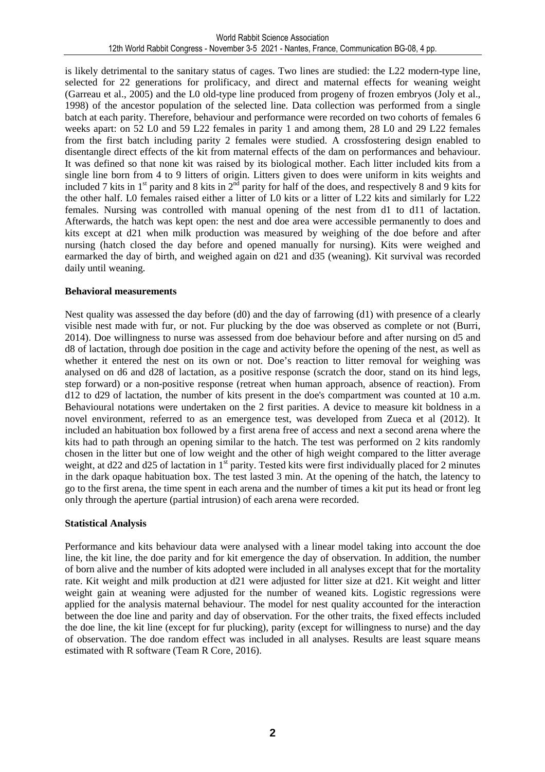is likely detrimental to the sanitary status of cages. Two lines are studied: the L22 modern-type line, selected for 22 generations for prolificacy, and direct and maternal effects for weaning weight (Garreau et al., 2005) and the L0 old-type line produced from progeny of frozen embryos (Joly et al., 1998) of the ancestor population of the selected line. Data collection was performed from a single batch at each parity. Therefore, behaviour and performance were recorded on two cohorts of females 6 weeks apart: on 52 L0 and 59 L22 females in parity 1 and among them, 28 L0 and 29 L22 females from the first batch including parity 2 females were studied. A crossfostering design enabled to disentangle direct effects of the kit from maternal effects of the dam on performances and behaviour. It was defined so that none kit was raised by its biological mother. Each litter included kits from a single line born from 4 to 9 litters of origin. Litters given to does were uniform in kits weights and included 7 kits in 1st parity and 8 kits in 2nd parity for half of the does, and respectively 8 and 9 kits for the other half. L0 females raised either a litter of L0 kits or a litter of L22 kits and similarly for L22 females. Nursing was controlled with manual opening of the nest from d1 to d11 of lactation. Afterwards, the hatch was kept open: the nest and doe area were accessible permanently to does and kits except at d21 when milk production was measured by weighing of the doe before and after nursing (hatch closed the day before and opened manually for nursing). Kits were weighed and earmarked the day of birth, and weighed again on d21 and d35 (weaning). Kit survival was recorded daily until weaning.

**Behavioral measurements**

Nest quality was assessed the day before (d0) and the day of farrowing (d1) with presence of a clearly visible nest made with fur, or not. Fur plucking by the doe was observed as complete or not (Burri, 2014). Doe willingness to nurse was assessed from doe behaviour before and after nursing on d5 and d8 of lactation, through doe position in the cage and activity before the opening of the nest, as well as whether it entered the nest on its own or not. Doe's reaction to litter removal for weighing was analysed on d6 and d28 of lactation, as a positive response (scratch the door, stand on its hind legs, step forward) or a non-positive response (retreat when human approach, absence of reaction). From d12 to d29 of lactation, the number of kits present in the doe's compartment was counted at 10 a.m. Behavioural notations were undertaken on the 2 first parities. A device to measure kit boldness in a novel environment, referred to as an emergence test, was developed from Zueca et al (2012). It included an habituation box followed by a first arena free of access and next a second arena where the kits had to path through an opening similar to the hatch. The test was performed on 2 kits randomly chosen in the litter but one of low weight and the other of high weight compared to the litter average weight, at d22 and d25 of lactation in 1st parity. Tested kits were first individually placed for 2 minutes in the dark opaque habituation box. The test lasted 3 min. At the opening of the hatch, the latency to go to the first arena, the time spent in each arena and the number of times a kit put its head or front leg only through the aperture (partial intrusion) of each arena were recorded.

**Statistical Analysis**

Performance and kits behaviour data were analysed with a linear model taking into account the doe line, the kit line, the doe parity and for kit emergence the day of observation. In addition, the number of born alive and the number of kits adopted were included in all analyses except that for the mortality rate. Kit weight and milk production at d21 were adjusted for litter size at d21. Kit weight and litter weight gain at weaning were adjusted for the number of weaned kits. Logistic regressions were applied for the analysis maternal behaviour. The model for nest quality accounted for the interaction between the doe line and parity and day of observation. For the other traits, the fixed effects included the doe line, the kit line (except for fur plucking), parity (except for willingness to nurse) and the day of observation. The doe random effect was included in all analyses. Results are least square means estimated with R software (Team R Core, 2016).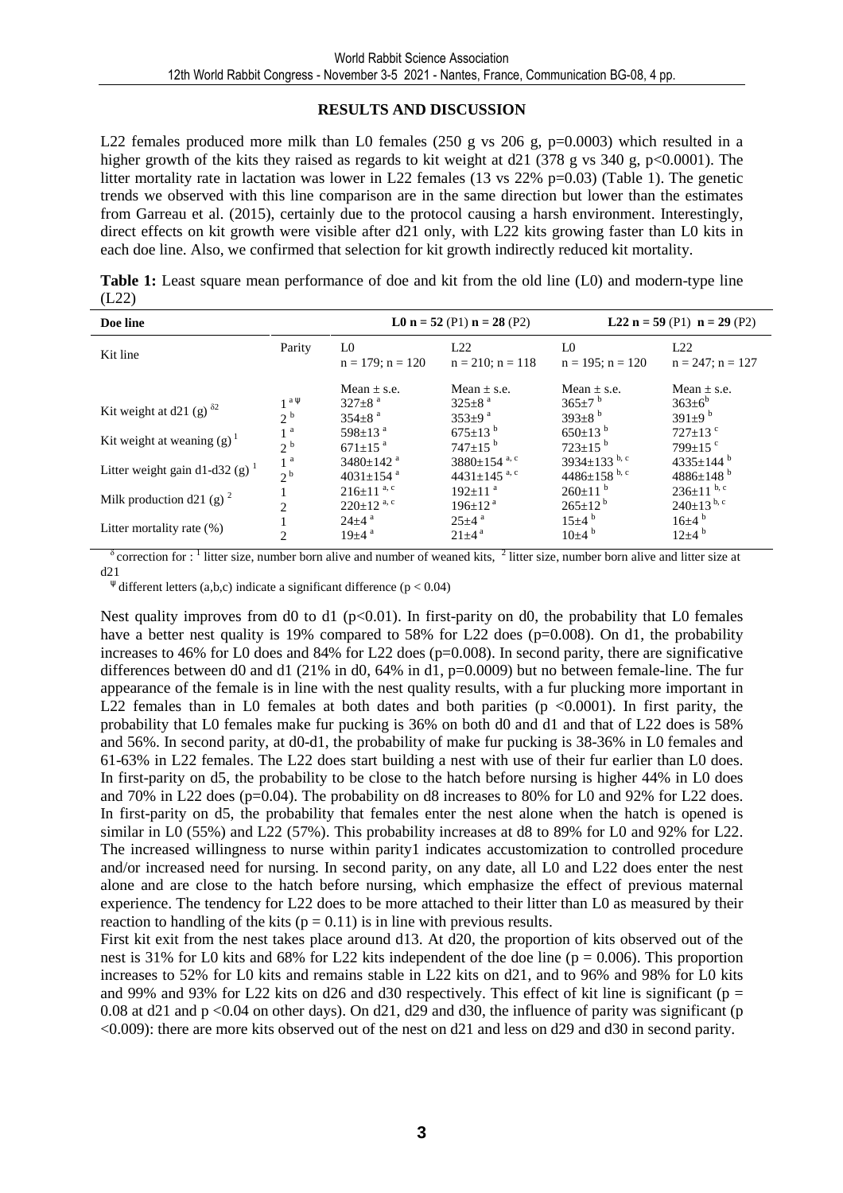## RESULTS AND DISCUSSION

L22 females produced more milk than L0 females (250 g vs 206 g, $p=0.0003$) which resulted in a higher growth of the kits they raised as regards to kit weight at d21 (378 g vs 340 g, $p<0.0001$). The litter mortality rate in lactation was lower in L22 females (13 vs 22% $p=0.03$) (Table 1). The genetic trends we observed with this line comparison are in the same direction but lower than the estimates from Garreau et al. (2015), certainly due to the protocol causing a harsh environment. Interestingly, direct effects on kit growth were visible after d21 only, with L22 kits growing faster than L0 kits in each doe line. Also, we confirmed that selection for kit growth indirectly reduced kit mortality.

**Table 1:** Least square mean performance of doe and kit from the old line (L0) and modern-type line (L22)

| Doe line | | L0 n = 52 (P1) n = 28 (P2) | | L22 n = 59 (P1) n = 29 (P2) | |
|---|---|---|---|---|---|
| Kit line | Parity | L0<br>n = 179; n = 120 | L22<br>n = 210; n = 118 | L0<br>n = 195; n = 120 | L22<br>n = 247; n = 127 |
| | | Mean ± s.e. | Mean ± s.e. | Mean ± s.e. | Mean ± s.e. |
| Kit weight at d21 (g) [δ2] | 1 [a Ψ]<br>2 [b] | 327±8 [a]<br>354±8 [a] | 325±8 [a]<br>353±9 [a] | 365±7 [b]<br>393±8 [b] | 363±6[b]<br>391±9 [b] |
| Kit weight at weaning (g) [1] | 1 [a]<br>2 [b] | 598±13 [a]<br>671±15 [a] | 675±13 [b]<br>747±15 [b] | 650±13 [b]<br>723±15 [b] | 727±13 [c]<br>799±15 [c] |
| Litter weight gain d1-d32 (g) [1] | 1 [a]<br>2 [b] | 3480±142 [a]<br>4031±154 [a] | 3880±154 [a, c]<br>4431±145 [a, c] | 3934±133 [b, c]<br>4486±158 [b, c] | 4335±144 [b]<br>4886±148 [b] |
| Milk production d21 (g) [2] | 1<br>2 | 216±11 [a, c]<br>220±12 [a, c] | 192±11 [a]<br>196±12 [a] | 260±11 [b]<br>265±12 [b] | 236±11 [b, c]<br>240±13 [b, c] |
| Litter mortality rate (%) | 1<br>2 | 24±4 [a]<br>19±4 [a] | 25±4 [a]<br>21±4 [a] | 15±4 [b]<br>10±4 [b] | 16±4 [b]<br>12±4 [b] |

[δ] correction for : [1] litter size, number born alive and number of weaned kits, [2] litter size, number born alive and litter size at d21

[Ψ] different letters (a,b,c) indicate a significant difference ($p < 0.04$)

Nest quality improves from d0 to d1 ($p<0.01$). In first-parity on d0, the probability that L0 females have a better nest quality is 19% compared to 58% for L22 does ($p=0.008$). On d1, the probability increases to 46% for L0 does and 84% for L22 does ($p=0.008$). In second parity, there are significative differences between d0 and d1 (21% in d0, 64% in d1, $p=0.0009$) but no between female-line. The fur appearance of the female is in line with the nest quality results, with a fur plucking more important in L22 females than in L0 females at both dates and both parities ($p <0.0001$). In first parity, the probability that L0 females make fur pucking is 36% on both d0 and d1 and that of L22 does is 58% and 56%. In second parity, at d0-d1, the probability of make fur pucking is 38-36% in L0 females and 61-63% in L22 females. The L22 does start building a nest with use of their fur earlier than L0 does. In first-parity on d5, the probability to be close to the hatch before nursing is higher 44% in L0 does and 70% in L22 does ($p=0.04$). The probability on d8 increases to 80% for L0 and 92% for L22 does. In first-parity on d5, the probability that females enter the nest alone when the hatch is opened is similar in L0 (55%) and L22 (57%). This probability increases at d8 to 89% for L0 and 92% for L22. The increased willingness to nurse within parity1 indicates accustomization to controlled procedure and/or increased need for nursing. In second parity, on any date, all L0 and L22 does enter the nest alone and are close to the hatch before nursing, which emphasize the effect of previous maternal experience. The tendency for L22 does to be more attached to their litter than L0 as measured by their reaction to handling of the kits ($p = 0.11$) is in line with previous results.

First kit exit from the nest takes place around d13. At d20, the proportion of kits observed out of the nest is 31% for L0 kits and 68% for L22 kits independent of the doe line ($p = 0.006$). This proportion increases to 52% for L0 kits and remains stable in L22 kits on d21, and to 96% and 98% for L0 kits and 99% and 93% for L22 kits on d26 and d30 respectively. This effect of kit line is significant ($p = 0.08$ at d21 and $p <0.04$ on other days). On d21, d29 and d30, the influence of parity was significant ($p <0.009$): there are more kits observed out of the nest on d21 and less on d29 and d30 in second parity.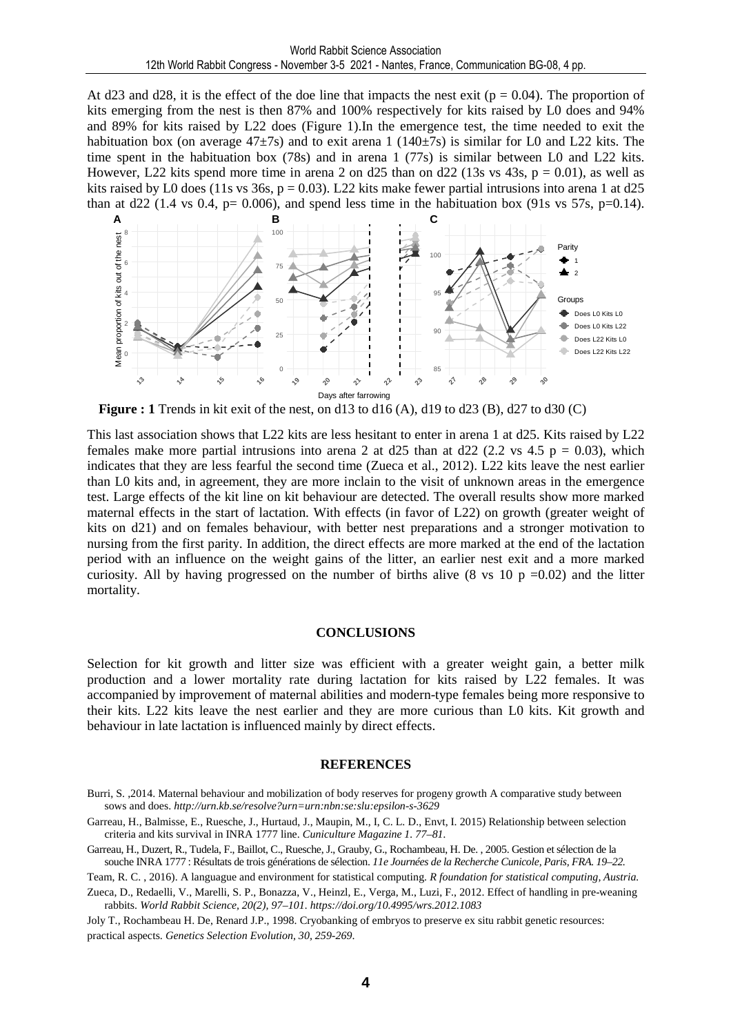At d23 and d28, it is the effect of the doe line that impacts the nest exit ($p = 0.04$). The proportion of kits emerging from the nest is then 87% and 100% respectively for kits raised by L0 does and 94% and 89% for kits raised by L22 does (Figure 1).In the emergence test, the time needed to exit the habituation box (on average 47±7s) and to exit arena 1 (140±7s) is similar for L0 and L22 kits. The time spent in the habituation box (78s) and in arena 1 (77s) is similar between L0 and L22 kits. However, L22 kits spend more time in arena 2 on d25 than on d22 (13s vs 43s, $p = 0.01$), as well as kits raised by L0 does (11s vs 36s, $p = 0.03$). L22 kits make fewer partial intrusions into arena 1 at d25 than at d22 (1.4 vs 0.4, $p= 0.006$), and spend less time in the habituation box (91s vs 57s, $p=0.14$).

**Figure : 1** Trends in kit exit of the nest, on d13 to d16 (A), d19 to d23 (B), d27 to d30 (C)

This last association shows that L22 kits are less hesitant to enter in arena 1 at d25. Kits raised by L22 females make more partial intrusions into arena 2 at d25 than at d22 (2.2 vs 4.5 $p = 0.03$), which indicates that they are less fearful the second time (Zueca et al., 2012). L22 kits leave the nest earlier than L0 kits and, in agreement, they are more inclain to the visit of unknown areas in the emergence test. Large effects of the kit line on kit behaviour are detected. The overall results show more marked maternal effects in the start of lactation. With effects (in favor of L22) on growth (greater weight of kits on d21) and on females behaviour, with better nest preparations and a stronger motivation to nursing from the first parity. In addition, the direct effects are more marked at the end of the lactation period with an influence on the weight gains of the litter, an earlier nest exit and a more marked curiosity. All by having progressed on the number of births alive (8 vs 10 $p =0.02$) and the litter mortality.

## CONCLUSIONS

Selection for kit growth and litter size was efficient with a greater weight gain, a better milk production and a lower mortality rate during lactation for kits raised by L22 females. It was accompanied by improvement of maternal abilities and modern-type females being more responsive to their kits. L22 kits leave the nest earlier and they are more curious than L0 kits. Kit growth and behaviour in late lactation is influenced mainly by direct effects.

## REFERENCES

Burri, S. ,2014. Maternal behaviour and mobilization of body reserves for progeny growth A comparative study between sows and does. *http://urn.kb.se/resolve?urn=urn:nbn:se:slu:epsilon-s-3629*

Garreau, H., Balmisse, E., Ruesche, J., Hurtaud, J., Maupin, M., I, C. L. D., Envt, I. 2015) Relationship between selection criteria and kits survival in INRA 1777 line. *Cuniculture Magazine 1. 77–81.*

Garreau, H., Duzert, R., Tudela, F., Baillot, C., Ruesche, J., Grauby, G., Rochambeau, H. De. , 2005. Gestion et sélection de la souche INRA 1777 : Résultats de trois générations de sélection. *11e Journées de la Recherche Cunicole, Paris, FRA. 19–22.*

Team, R. C. , 2016). A languague and environment for statistical computing. *R foundation for statistical computing, Austria.*

Zueca, D., Redaelli, V., Marelli, S. P., Bonazza, V., Heinzl, E., Verga, M., Luzi, F., 2012. Effect of handling in pre-weaning rabbits. *World Rabbit Science, 20(2), 97–101. https://doi.org/10.4995/wrs.2012.1083*

Joly T., Rochambeau H. De, Renard J.P., 1998. Cryobanking of embryos to preserve ex situ rabbit genetic resources: practical aspects. *Genetics Selection Evolution, 30, 259-269*.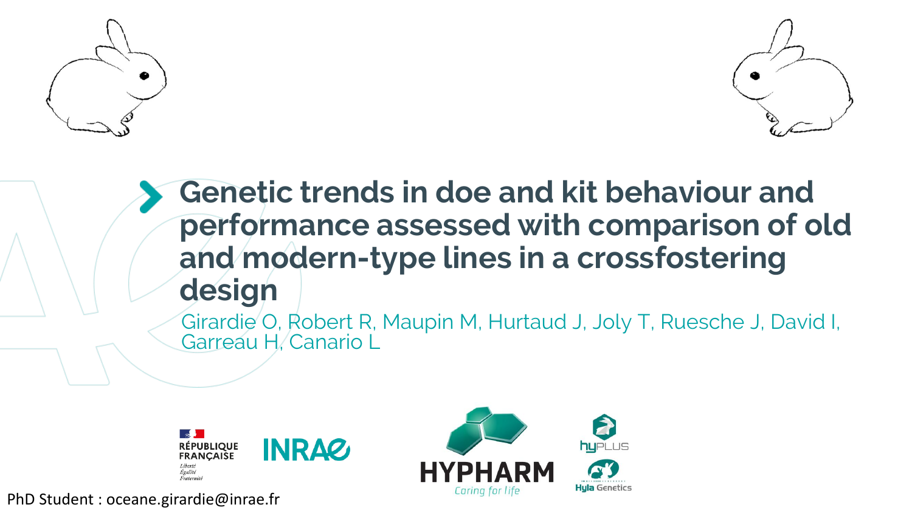# Genetic trends in doe and kit behaviour and performance assessed with comparison of old and modern-type lines in a crossfostering design

Girardie O, Robert R, Maupin M, Hurtaud J, Joly T, Ruesche J, David I, Garreau H, Canario L

RÉPUBLIQUE FRANÇAISE
*Liberté Égalité Fraternité*

INRAE

HYPHARM
*Caring for life*

hyPLUS

Hyla Genetics

PhD Student : oceane.girardie@inrae.fr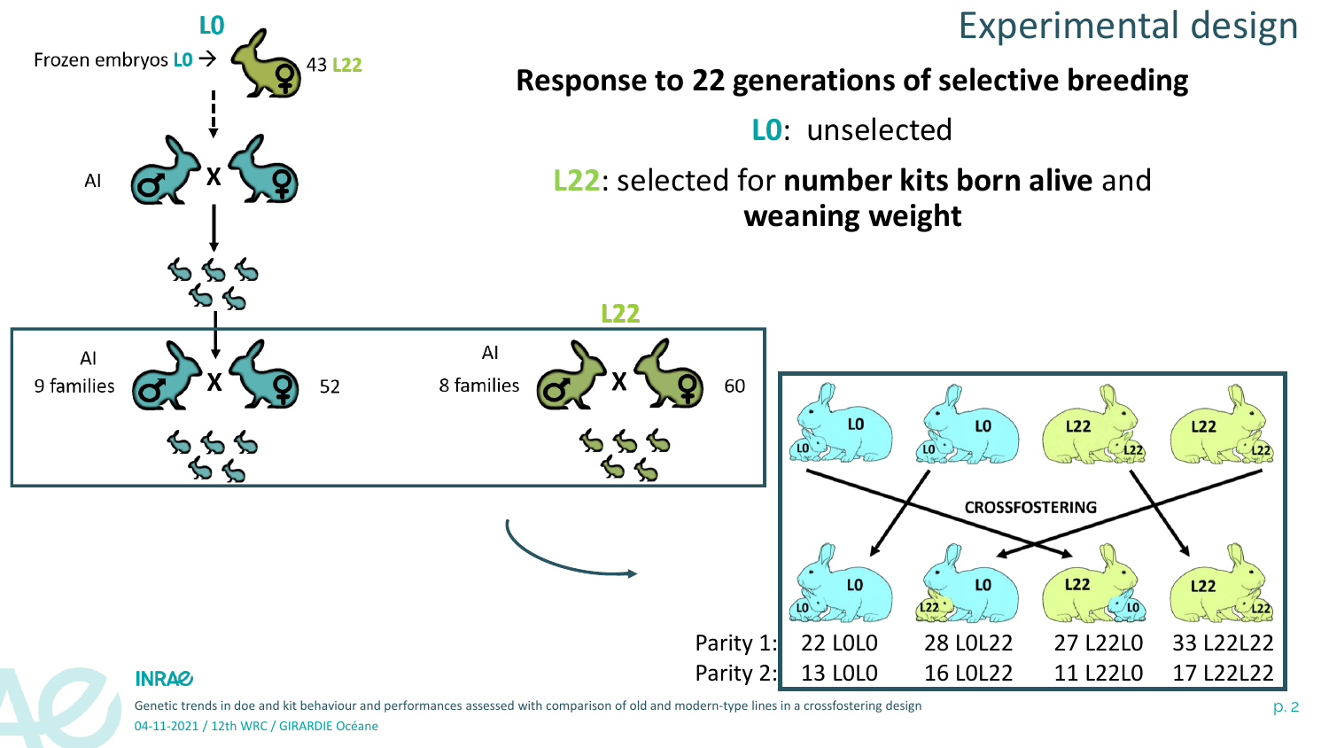# Experimental design

**Response to 22 generations of selective breeding**

**L0**: unselected

**L22**: selected for **number kits born alive** and **weaning weight**

L0

Frozen embryos L0 → 43 L22

AI

AI
9 families 52

L22

AI
8 families 60

CROSSFOSTERING

| | L0L0 | L0L22 | L22L0 | L22L22 |
|---|---|---|---|---|
| Parity 1: | 22 L0L0 | 28 L0L22 | 27 L22L0 | 33 L22L22 |
| Parity 2: | 13 L0L0 | 16 L0L22 | 11 L22L0 | 17 L22L22 |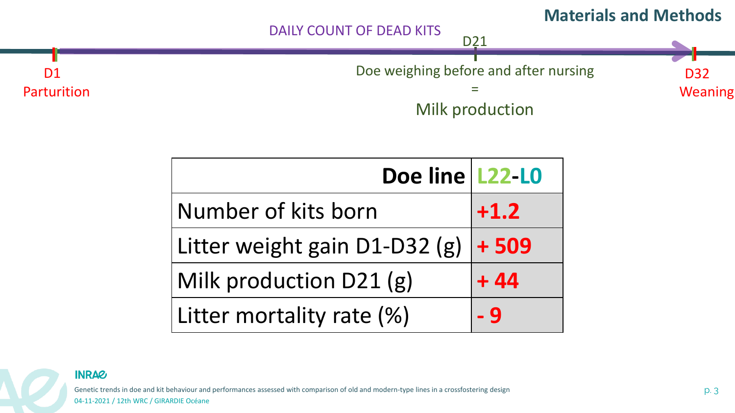## Materials and Methods

DAILY COUNT OF DEAD KITS

D1 Parturition — D21 — D32 Weaning

Doe weighing before and after nursing
=
Milk production

| Doe line | L22-L0 |
|---|---|
| Number of kits born | +1.2 |
| Litter weight gain D1-D32 (g) | + 509 |
| Milk production D21 (g) | + 44 |
| Litter mortality rate (%) | - 9 |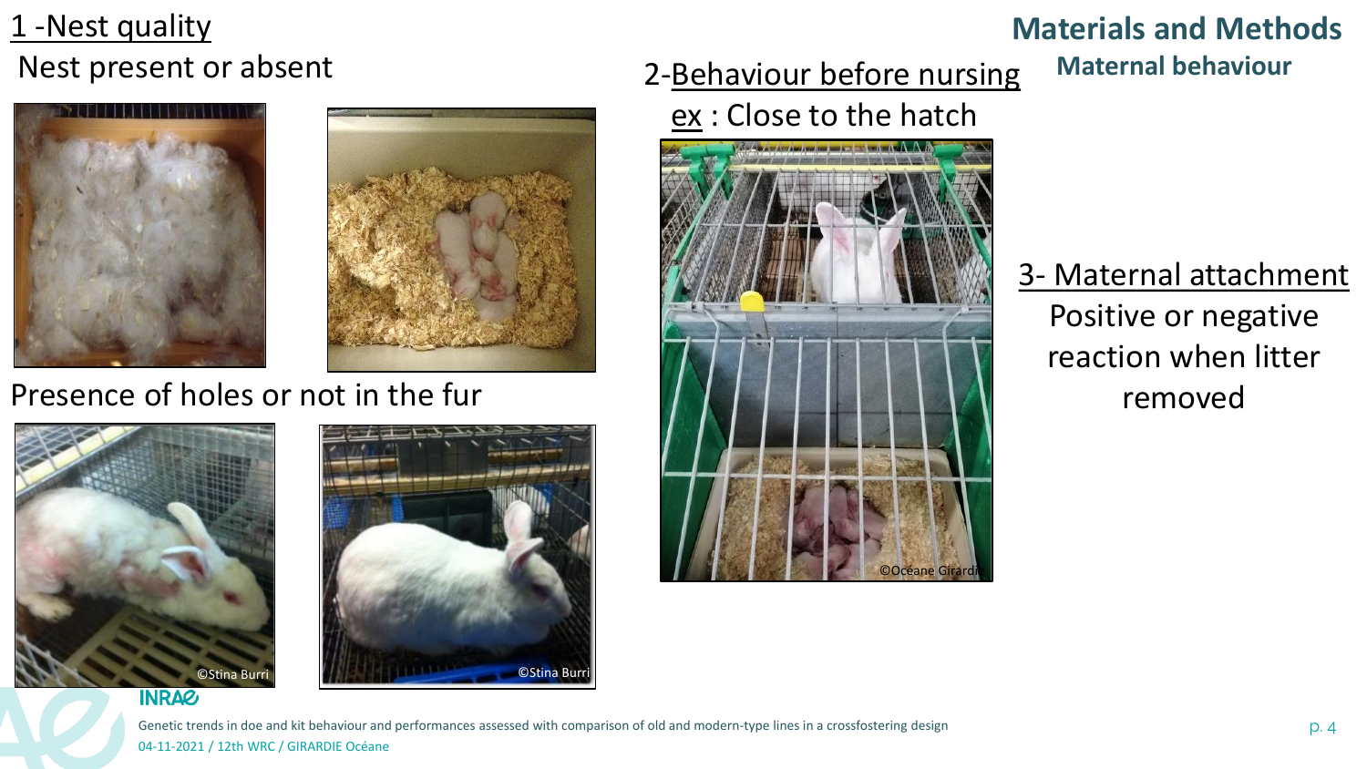## Materials and Methods

### Maternal behaviour

1 -Nest quality

Nest present or absent

Presence of holes or not in the fur

©Stina Burri

©Stina Burri

2-Behaviour before nursing

ex : Close to the hatch

©Océane Girardie

3- Maternal attachment

Positive or negative reaction when litter removed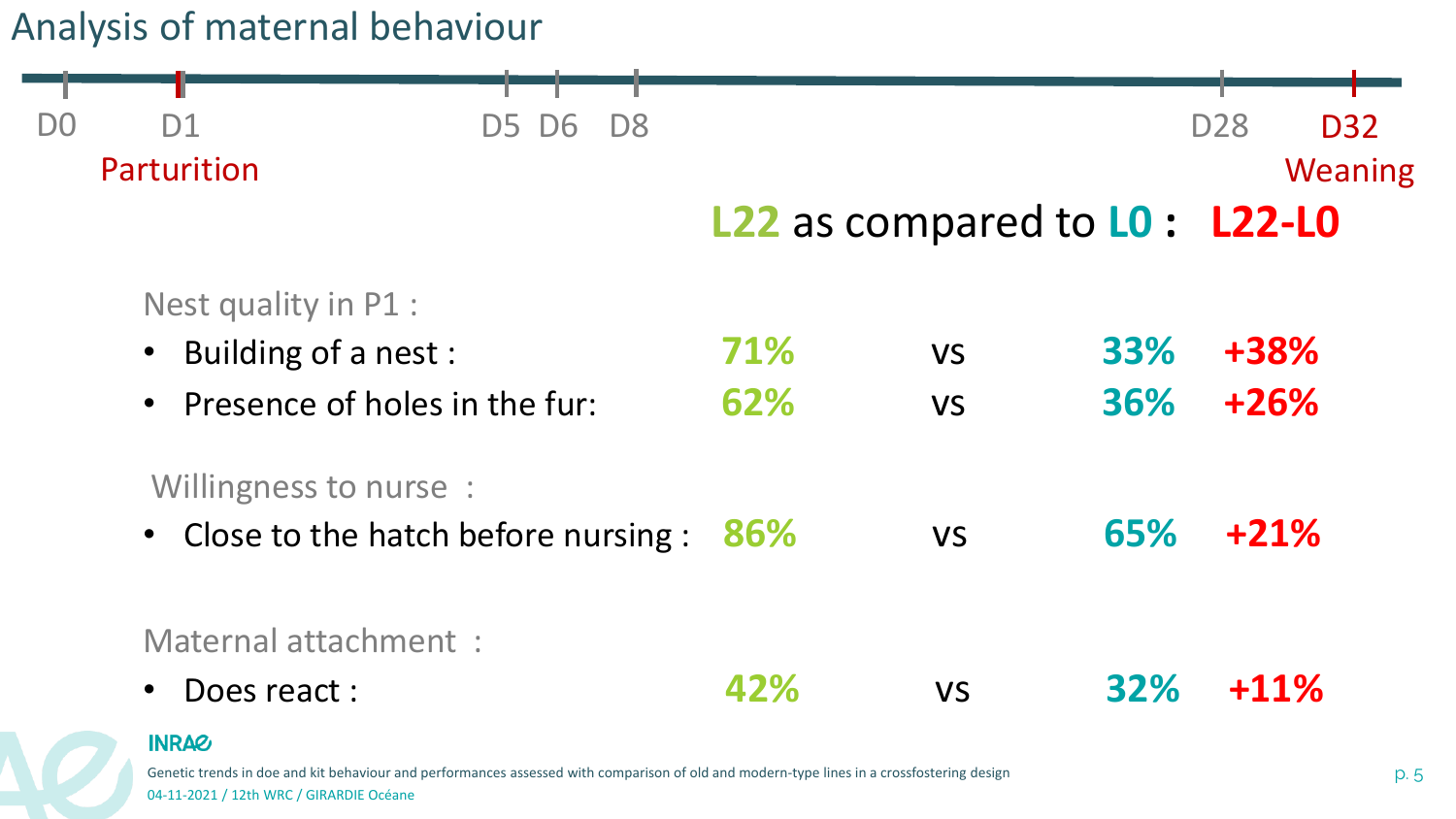# Analysis of maternal behaviour

D0 — D1 (Parturition) — D5 — D6 — D8 — D28 — D32 (Weaning)

**L22 as compared to L0 : L22-L0**

| | L22 | | L0 | L22-L0 |
|---|---|---|---|---|
| **Nest quality in P1 :** | | | | |
| • Building of a nest : | 71% | vs | 33% | +38% |
| • Presence of holes in the fur: | 62% | vs | 36% | +26% |
| **Willingness to nurse :** | | | | |
| • Close to the hatch before nursing : | 86% | vs | 65% | +21% |
| **Maternal attachment :** | | | | |
| • Does react : | 42% | vs | 32% | +11% |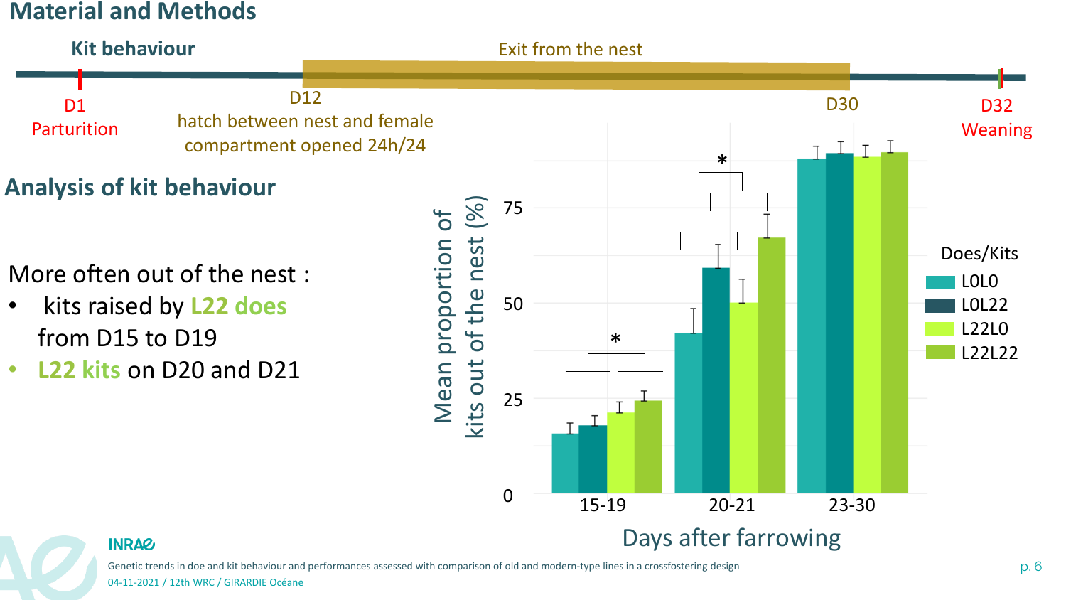## Material and Methods

### Kit behaviour

D1 Parturition

D12 hatch between nest and female compartment opened 24h/24

Exit from the nest

D30

D32 Weaning

## Analysis of kit behaviour

More often out of the nest :

- kits raised by **L22 does** from D15 to D19
- **L22 kits** on D20 and D21

Mean proportion of kits out of the nest (%)

Days after farrowing

Does/Kits: L0L0, L0L22, L22L0, L22L22

15-19 *, 20-21 *, 23-30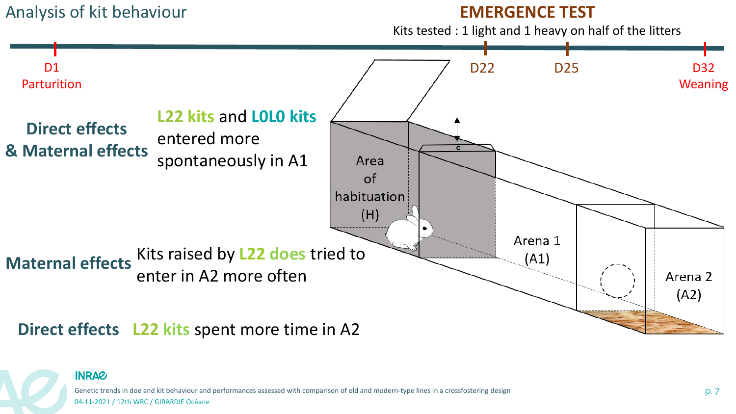# Analysis of kit behaviour

## EMERGENCE TEST

Kits tested : 1 light and 1 heavy on half of the litters

D1 Parturition — D22 — D25 — D32 Weaning

**Direct effects & Maternal effects**: **L22 kits** and **L0L0 kits** entered more spontaneously in A1

**Maternal effects**: Kits raised by **L22 does** tried to enter in A2 more often

**Direct effects**: **L22 kits** spent more time in A2

Area of habituation (H)

Arena 1 (A1)

Arena 2 (A2)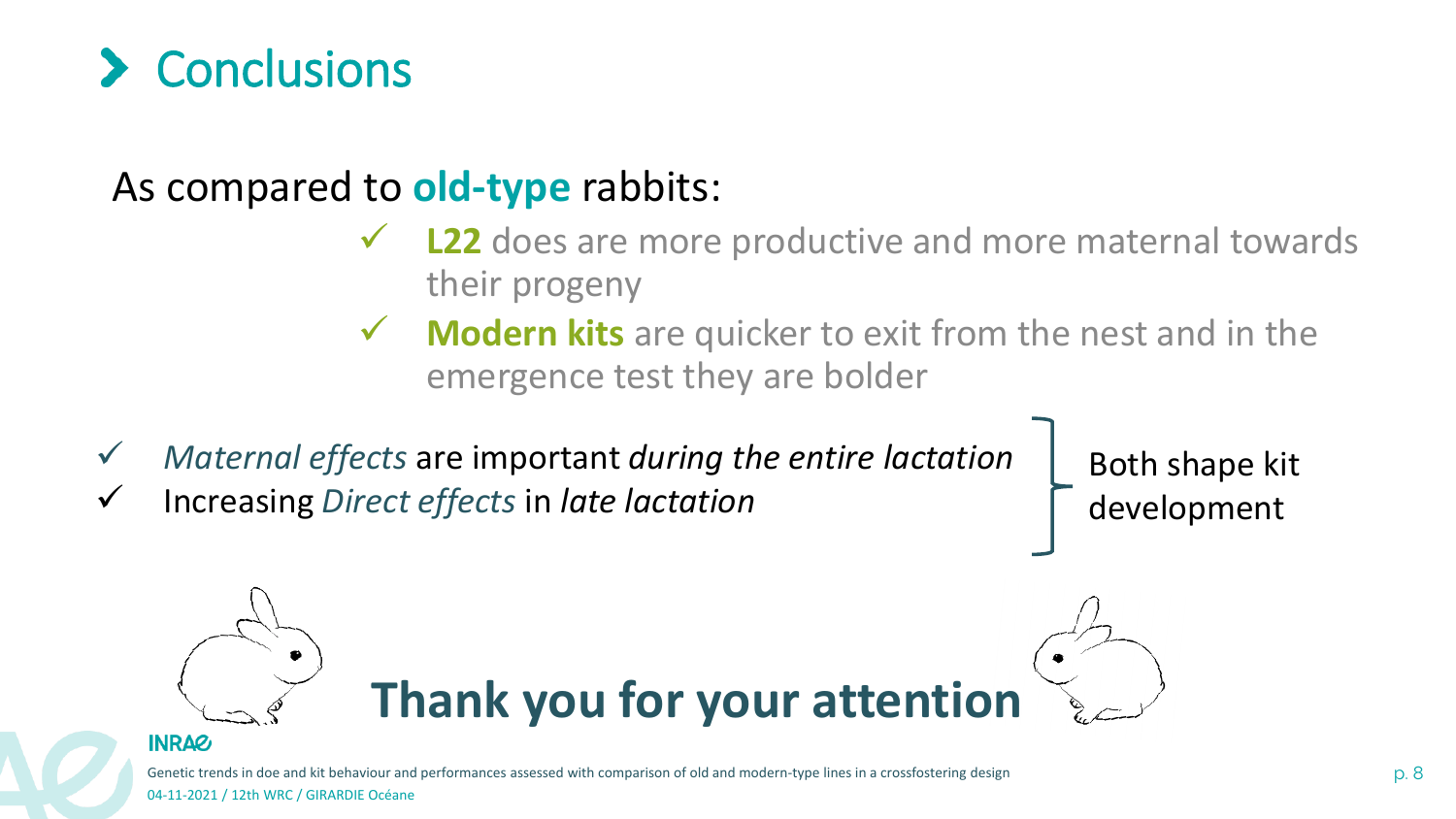# Conclusions

As compared to **old-type** rabbits:

- ✓ **L22** does are more productive and more maternal towards their progeny
- ✓ **Modern kits** are quicker to exit from the nest and in the emergence test they are bolder

- ✓ *Maternal effects* are important *during the entire lactation*
- ✓ Increasing *Direct effects* in *late lactation*

Both shape kit development

**Thank you for your attention**